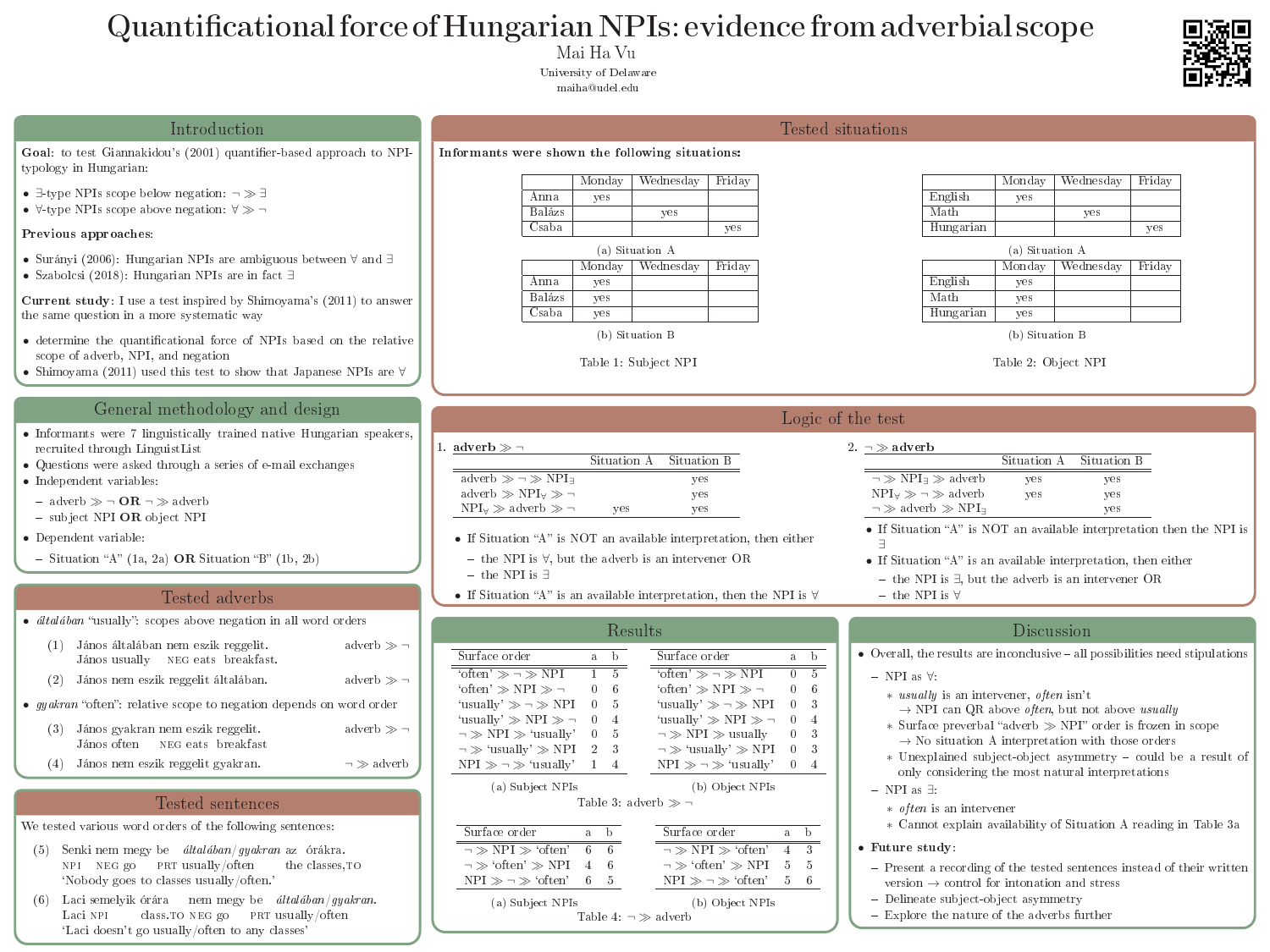# Quantificational force of Hungarian NPIs: evidence from adverbial scope

Mai Ha Vu

University of Delaware

maiha@udel.edu

## Introduction

**Goal**: to test Giannakidou's (2001) quantifier-based approach to NPI-typology in Hungarian:

- $\exists$-type NPIs scope below negation: $\neg \gg \exists$
- $\forall$-type NPIs scope above negation: $\forall \gg \neg$

**Previous approaches**:

- Surányi (2006): Hungarian NPIs are ambiguous between $\forall$ and $\exists$
- Szabolcsi (2018): Hungarian NPIs are in fact $\exists$

**Current study**: I use a test inspired by Shimoyama's (2011) to answer the same question in a more systematic way

- determine the quantificational force of NPIs based on the relative scope of adverb, NPI, and negation
- Shimoyama (2011) used this test to show that Japanese NPIs are $\forall$

## General methodology and design

- Informants were 7 linguistically trained native Hungarian speakers, recruited through LinguistList
- Questions were asked through a series of e-mail exchanges
- Independent variables:
  - adverb $\gg \neg$ **OR** $\neg \gg$ adverb
  - subject NPI **OR** object NPI
- Dependent variable:
  - Situation "A" (1a, 2a) **OR** Situation "B" (1b, 2b)

## Tested adverbs

- *általában* "usually": scopes above negation in all word orders

(1) János általában nem eszik reggelit. — adverb $\gg \neg$
János usually NEG eats breakfast.

(2) János nem eszik reggelit általában. — adverb $\gg \neg$

- *gyakran* "often": relative scope to negation depends on word order

(3) János gyakran nem eszik reggelit. — adverb $\gg \neg$
János often NEG eats breakfast

(4) János nem eszik reggelit gyakran. — $\neg \gg$ adverb

## Tested sentences

We tested various word orders of the following sentences:

(5) Senki nem megy be *általában*/*gyakran* az órákra.
NPI NEG go PRT usually/often the classes,TO
'Nobody goes to classes usually/often.'

(6) Laci semelyik órára nem megy be *általában*/*gyakran*.
Laci NPI class.TO NEG go PRT usually/often
'Laci doesn't go usually/often to any classes'

## Tested situations

**Informants were shown the following situations:**

(a) Situation A

| | Monday | Wednesday | Friday |
|---|---|---|---|
| Anna | yes | | |
| Balázs | | yes | |
| Csaba | | | yes |

(b) Situation B

| | Monday | Wednesday | Friday |
|---|---|---|---|
| Anna | yes | | |
| Balázs | yes | | |
| Csaba | yes | | |

Table 1: Subject NPI

(a) Situation A

| | Monday | Wednesday | Friday |
|---|---|---|---|
| English | yes | | |
| Math | | yes | |
| Hungarian | | | yes |

(b) Situation B

| | Monday | Wednesday | Friday |
|---|---|---|---|
| English | yes | | |
| Math | yes | | |
| Hungarian | yes | | |

Table 2: Object NPI

## Logic of the test

1. **adverb $\gg \neg$**

| | Situation A | Situation B |
|---|---|---|
| adverb $\gg \neg \gg$ NPI$_\exists$ | | yes |
| adverb $\gg$ NPI$_\forall \gg \neg$ | | yes |
| NPI$_\forall \gg$ adverb $\gg \neg$ | yes | yes |

- If Situation "A" is NOT an available interpretation, then either
  - the NPI is $\forall$, but the adverb is an intervener OR
  - the NPI is $\exists$
- If Situation "A" is an available interpretation, then the NPI is $\forall$

2. **$\neg \gg$ adverb**

| | Situation A | Situation B |
|---|---|---|
| $\neg \gg$ NPI$_\exists \gg$ adverb | yes | yes |
| NPI$_\forall \gg \neg \gg$ adverb | yes | yes |
| $\neg \gg$ adverb $\gg$ NPI$_\exists$ | | yes |

- If Situation "A" is NOT an available interpretation then the NPI is $\exists$
- If Situation "A" is an available interpretation, then either
  - the NPI is $\exists$, but the adverb is an intervener OR
  - the NPI is $\forall$

## Results

(a) Subject NPIs

| Surface order | a | b |
|---|---|---|
| 'often' $\gg \neg \gg$ NPI | 1 | 5 |
| 'often' $\gg$ NPI $\gg \neg$ | 0 | 6 |
| 'usually' $\gg \neg \gg$ NPI | 0 | 5 |
| 'usually' $\gg$ NPI $\gg \neg$ | 0 | 4 |
| $\neg \gg$ NPI $\gg$ 'usually' | 0 | 5 |
| $\neg \gg$ 'usually' $\gg$ NPI | 2 | 3 |
| NPI $\gg \neg \gg$ 'usually' | 1 | 4 |

(b) Object NPIs

| Surface order | a | b |
|---|---|---|
| 'often' $\gg \neg \gg$ NPI | 0 | 5 |
| 'often' $\gg$ NPI $\gg \neg$ | 0 | 6 |
| 'usually' $\gg \neg \gg$ NPI | 0 | 3 |
| 'usually' $\gg$ NPI $\gg \neg$ | 0 | 4 |
| $\neg \gg$ NPI $\gg$ usually | 0 | 3 |
| $\neg \gg$ 'usually' $\gg$ NPI | 0 | 3 |
| NPI $\gg \neg \gg$ 'usually' | 0 | 4 |

Table 3: adverb $\gg \neg$

(a) Subject NPIs

| Surface order | a | b |
|---|---|---|
| $\neg \gg$ NPI $\gg$ 'often' | 6 | 6 |
| $\neg \gg$ 'often' $\gg$ NPI | 4 | 6 |
| NPI $\gg \neg \gg$ 'often' | 6 | 5 |

(b) Object NPIs

| Surface order | a | b |
|---|---|---|
| $\neg \gg$ NPI $\gg$ 'often' | 4 | 3 |
| $\neg \gg$ 'often' $\gg$ NPI | 5 | 5 |
| NPI $\gg \neg \gg$ 'often' | 5 | 6 |

Table 4: $\neg \gg$ adverb

## Discussion

- Overall, the results are inconclusive – all possibilities need stipulations
  - NPI as $\forall$:
    - *usually* is an intervener, *often* isn't
      $\to$ NPI can QR above *often*, but not above *usually*
    - Surface preverbal "adverb $\gg$ NPI" order is frozen in scope
      $\to$ No situation A interpretation with those orders
    - Unexplained subject-object asymmetry – could be a result of only considering the most natural interpretations
  - NPI as $\exists$:
    - *often* is an intervener
    - Cannot explain availability of Situation A reading in Table 3a
- **Future study**:
  - Present a recording of the tested sentences instead of their written version $\to$ control for intonation and stress
  - Delineate subject-object asymmetry
  - Explore the nature of the adverbs further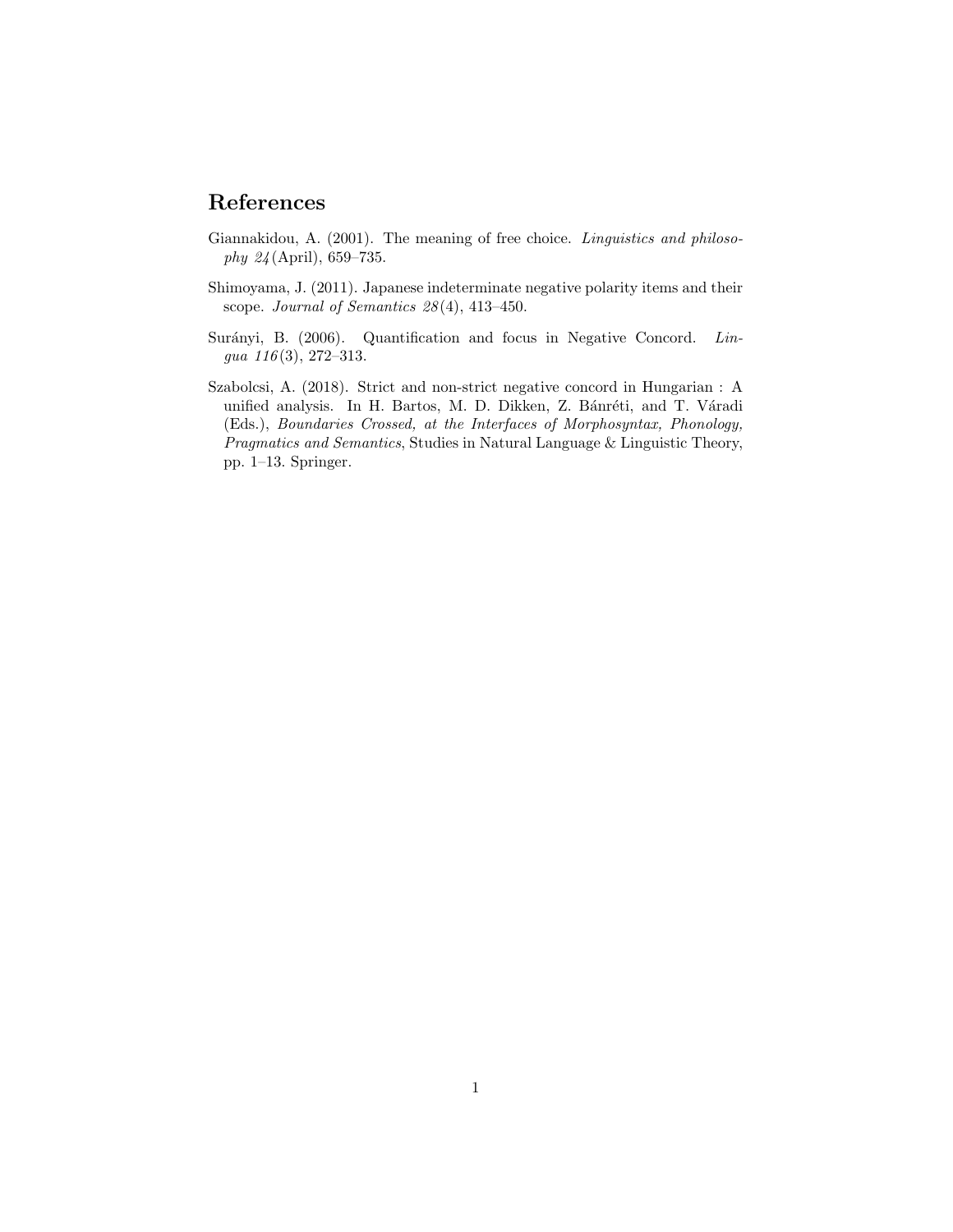## References

Giannakidou, A. (2001). The meaning of free choice. *Linguistics and philosophy 24*(April), 659–735.

Shimoyama, J. (2011). Japanese indeterminate negative polarity items and their scope. *Journal of Semantics 28*(4), 413–450.

Surányi, B. (2006). Quantification and focus in Negative Concord. *Lingua 116*(3), 272–313.

Szabolcsi, A. (2018). Strict and non-strict negative concord in Hungarian : A unified analysis. In H. Bartos, M. D. Dikken, Z. Bánréti, and T. Váradi (Eds.), *Boundaries Crossed, at the Interfaces of Morphosyntax, Phonology, Pragmatics and Semantics*, Studies in Natural Language & Linguistic Theory, pp. 1–13. Springer.